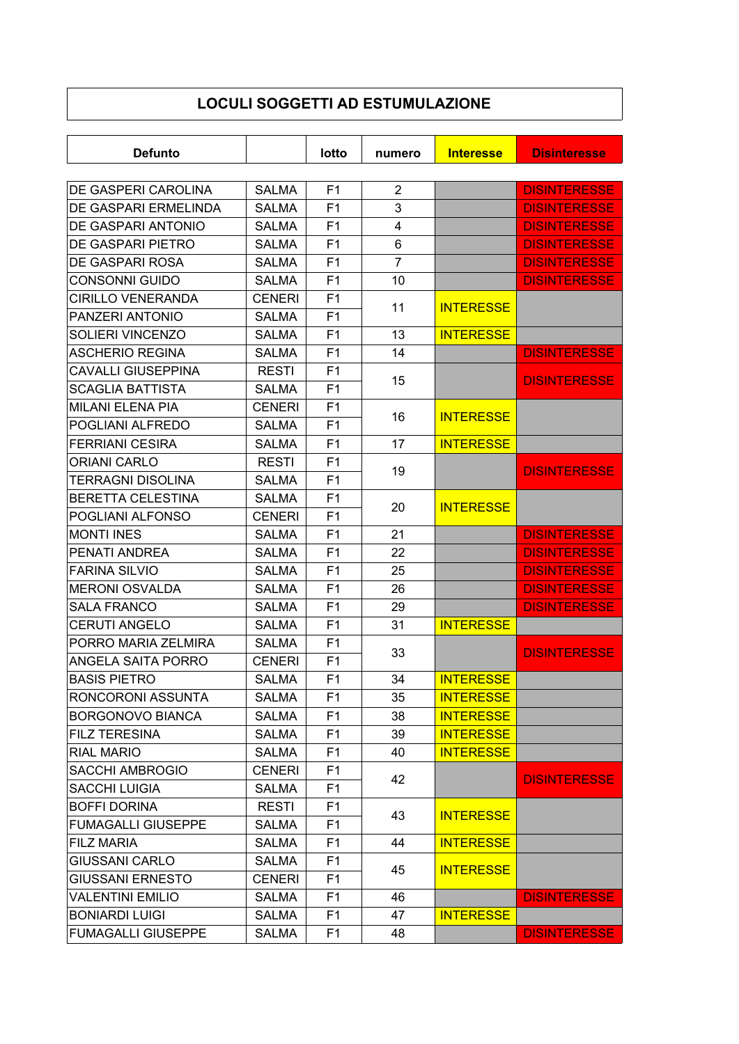# LOCULI SOGGETTI AD ESTUMULAZIONE

| Defunto | | lotto | numero | Interesse | Disinteresse |
|---|---|---|---|---|---|
| DE GASPERI CAROLINA | SALMA | F1 | 2 | | DISINTERESSE |
| DE GASPARI ERMELINDA | SALMA | F1 | 3 | | DISINTERESSE |
| DE GASPARI ANTONIO | SALMA | F1 | 4 | | DISINTERESSE |
| DE GASPARI PIETRO | SALMA | F1 | 6 | | DISINTERESSE |
| DE GASPARI ROSA | SALMA | F1 | 7 | | DISINTERESSE |
| CONSONNI GUIDO | SALMA | F1 | 10 | | DISINTERESSE |
| CIRILLO VENERANDA | CENERI | F1 | 11 | INTERESSE | |
| PANZERI ANTONIO | SALMA | F1 | | | |
| SOLIERI VINCENZO | SALMA | F1 | 13 | INTERESSE | |
| ASCHERIO REGINA | SALMA | F1 | 14 | | DISINTERESSE |
| CAVALLI GIUSEPPINA | RESTI | F1 | 15 | | DISINTERESSE |
| SCAGLIA BATTISTA | SALMA | F1 | | | |
| MILANI ELENA PIA | CENERI | F1 | 16 | INTERESSE | |
| POGLIANI ALFREDO | SALMA | F1 | | | |
| FERRIANI CESIRA | SALMA | F1 | 17 | INTERESSE | |
| ORIANI CARLO | RESTI | F1 | 19 | | DISINTERESSE |
| TERRAGNI DISOLINA | SALMA | F1 | | | |
| BERETTA CELESTINA | SALMA | F1 | 20 | INTERESSE | |
| POGLIANI ALFONSO | CENERI | F1 | | | |
| MONTI INES | SALMA | F1 | 21 | | DISINTERESSE |
| PENATI ANDREA | SALMA | F1 | 22 | | DISINTERESSE |
| FARINA SILVIO | SALMA | F1 | 25 | | DISINTERESSE |
| MERONI OSVALDA | SALMA | F1 | 26 | | DISINTERESSE |
| SALA FRANCO | SALMA | F1 | 29 | | DISINTERESSE |
| CERUTI ANGELO | SALMA | F1 | 31 | INTERESSE | |
| PORRO MARIA ZELMIRA | SALMA | F1 | 33 | | DISINTERESSE |
| ANGELA SAITA PORRO | CENERI | F1 | | | |
| BASIS PIETRO | SALMA | F1 | 34 | INTERESSE | |
| RONCORONI ASSUNTA | SALMA | F1 | 35 | INTERESSE | |
| BORGONOVO BIANCA | SALMA | F1 | 38 | INTERESSE | |
| FILZ TERESINA | SALMA | F1 | 39 | INTERESSE | |
| RIAL MARIO | SALMA | F1 | 40 | INTERESSE | |
| SACCHI AMBROGIO | CENERI | F1 | 42 | | DISINTERESSE |
| SACCHI LUIGIA | SALMA | F1 | | | |
| BOFFI DORINA | RESTI | F1 | 43 | INTERESSE | |
| FUMAGALLI GIUSEPPE | SALMA | F1 | | | |
| FILZ MARIA | SALMA | F1 | 44 | INTERESSE | |
| GIUSSANI CARLO | SALMA | F1 | 45 | INTERESSE | |
| GIUSSANI ERNESTO | CENERI | F1 | | | |
| VALENTINI EMILIO | SALMA | F1 | 46 | | DISINTERESSE |
| BONIARDI LUIGI | SALMA | F1 | 47 | INTERESSE | |
| FUMAGALLI GIUSEPPE | SALMA | F1 | 48 | | DISINTERESSE |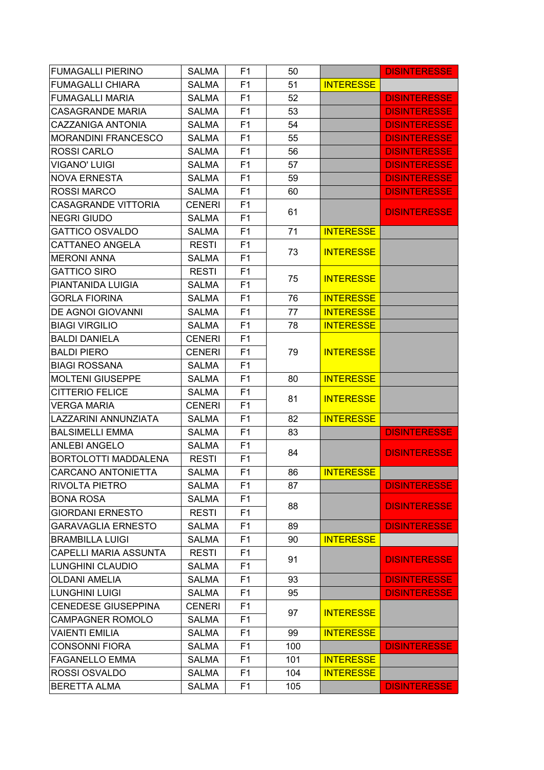| | | | | | |
|---|---|---|---|---|---|
| FUMAGALLI PIERINO | SALMA | F1 | 50 | | DISINTERESSE |
| FUMAGALLI CHIARA | SALMA | F1 | 51 | INTERESSE | |
| FUMAGALLI MARIA | SALMA | F1 | 52 | | DISINTERESSE |
| CASAGRANDE MARIA | SALMA | F1 | 53 | | DISINTERESSE |
| CAZZANIGA ANTONIA | SALMA | F1 | 54 | | DISINTERESSE |
| MORANDINI FRANCESCO | SALMA | F1 | 55 | | DISINTERESSE |
| ROSSI CARLO | SALMA | F1 | 56 | | DISINTERESSE |
| VIGANO' LUIGI | SALMA | F1 | 57 | | DISINTERESSE |
| NOVA ERNESTA | SALMA | F1 | 59 | | DISINTERESSE |
| ROSSI MARCO | SALMA | F1 | 60 | | DISINTERESSE |
| CASAGRANDE VITTORIA | CENERI | F1 | 61 | | DISINTERESSE |
| NEGRI GIUDO | SALMA | F1 | | | |
| GATTICO OSVALDO | SALMA | F1 | 71 | INTERESSE | |
| CATTANEO ANGELA | RESTI | F1 | 73 | INTERESSE | |
| MERONI ANNA | SALMA | F1 | | | |
| GATTICO SIRO | RESTI | F1 | 75 | INTERESSE | |
| PIANTANIDA LUIGIA | SALMA | F1 | | | |
| GORLA FIORINA | SALMA | F1 | 76 | INTERESSE | |
| DE AGNOI GIOVANNI | SALMA | F1 | 77 | INTERESSE | |
| BIAGI VIRGILIO | SALMA | F1 | 78 | INTERESSE | |
| BALDI DANIELA | CENERI | F1 | 79 | INTERESSE | |
| BALDI PIERO | CENERI | F1 | | | |
| BIAGI ROSSANA | SALMA | F1 | | | |
| MOLTENI GIUSEPPE | SALMA | F1 | 80 | INTERESSE | |
| CITTERIO FELICE | SALMA | F1 | 81 | INTERESSE | |
| VERGA MARIA | CENERI | F1 | | | |
| LAZZARINI ANNUNZIATA | SALMA | F1 | 82 | INTERESSE | |
| BALSIMELLI EMMA | SALMA | F1 | 83 | | DISINTERESSE |
| ANLEBI ANGELO | SALMA | F1 | 84 | | DISINTERESSE |
| BORTOLOTTI MADDALENA | RESTI | F1 | | | |
| CARCANO ANTONIETTA | SALMA | F1 | 86 | INTERESSE | |
| RIVOLTA PIETRO | SALMA | F1 | 87 | | DISINTERESSE |
| BONA ROSA | SALMA | F1 | 88 | | DISINTERESSE |
| GIORDANI ERNESTO | RESTI | F1 | | | |
| GARAVAGLIA ERNESTO | SALMA | F1 | 89 | | DISINTERESSE |
| BRAMBILLA LUIGI | SALMA | F1 | 90 | INTERESSE | |
| CAPELLI MARIA ASSUNTA | RESTI | F1 | 91 | | DISINTERESSE |
| LUNGHINI CLAUDIO | SALMA | F1 | | | |
| OLDANI AMELIA | SALMA | F1 | 93 | | DISINTERESSE |
| LUNGHINI LUIGI | SALMA | F1 | 95 | | DISINTERESSE |
| CENEDESE GIUSEPPINA | CENERI | F1 | 97 | INTERESSE | |
| CAMPAGNER ROMOLO | SALMA | F1 | | | |
| VAIENTI EMILIA | SALMA | F1 | 99 | INTERESSE | |
| CONSONNI FIORA | SALMA | F1 | 100 | | DISINTERESSE |
| FAGANELLO EMMA | SALMA | F1 | 101 | INTERESSE | |
| ROSSI OSVALDO | SALMA | F1 | 104 | INTERESSE | |
| BERETTA ALMA | SALMA | F1 | 105 | | DISINTERESSE |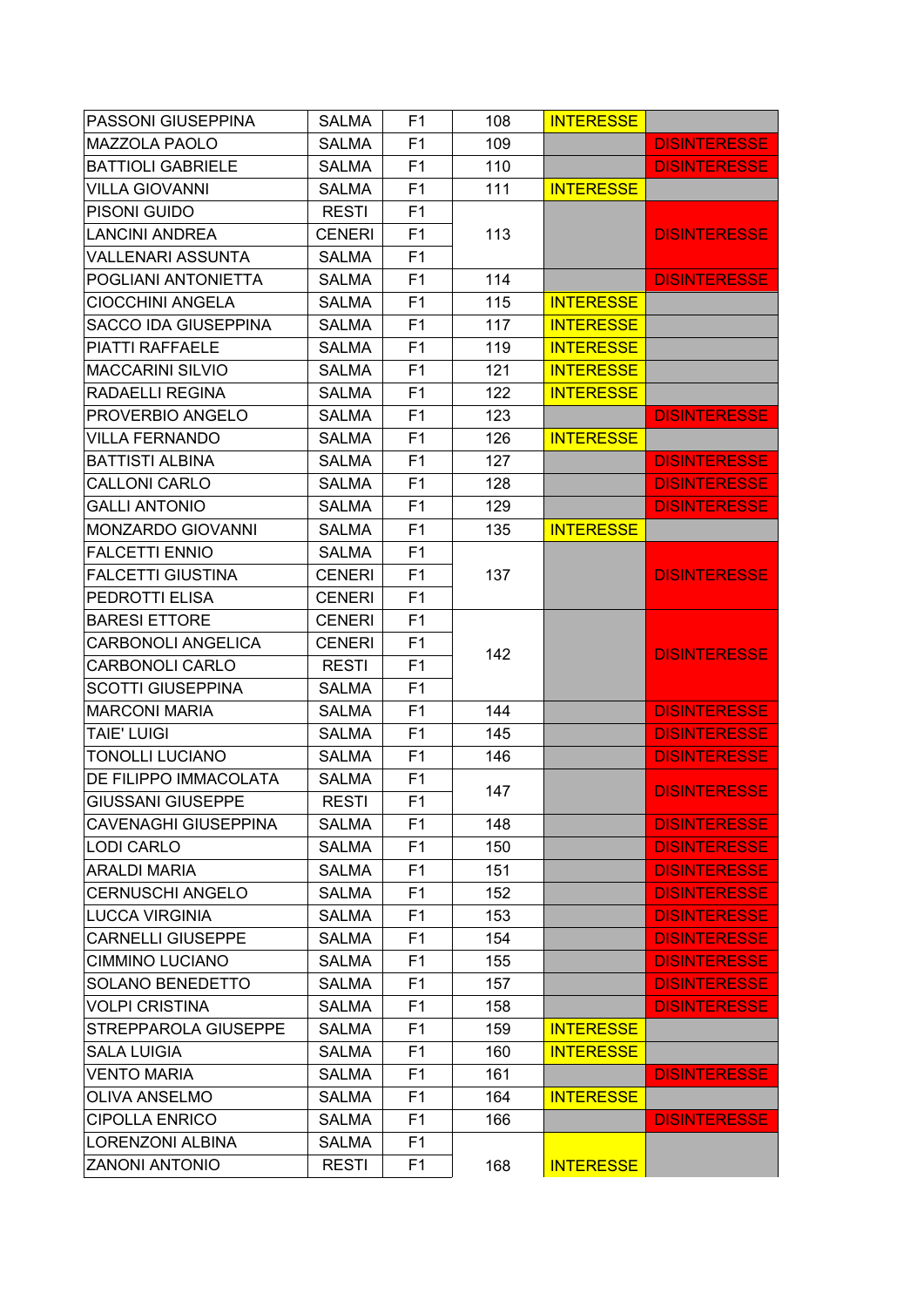| | | | | | |
|---|---|---|---|---|---|
| PASSONI GIUSEPPINA | SALMA | F1 | 108 | INTERESSE | |
| MAZZOLA PAOLO | SALMA | F1 | 109 | | DISINTERESSE |
| BATTIOLI GABRIELE | SALMA | F1 | 110 | | DISINTERESSE |
| VILLA GIOVANNI | SALMA | F1 | 111 | INTERESSE | |
| PISONI GUIDO | RESTI | F1 | 113 | | DISINTERESSE |
| LANCINI ANDREA | CENERI | F1 | | | |
| VALLENARI ASSUNTA | SALMA | F1 | | | |
| POGLIANI ANTONIETTA | SALMA | F1 | 114 | | DISINTERESSE |
| CIOCCHINI ANGELA | SALMA | F1 | 115 | INTERESSE | |
| SACCO IDA GIUSEPPINA | SALMA | F1 | 117 | INTERESSE | |
| PIATTI RAFFAELE | SALMA | F1 | 119 | INTERESSE | |
| MACCARINI SILVIO | SALMA | F1 | 121 | INTERESSE | |
| RADAELLI REGINA | SALMA | F1 | 122 | INTERESSE | |
| PROVERBIO ANGELO | SALMA | F1 | 123 | | DISINTERESSE |
| VILLA FERNANDO | SALMA | F1 | 126 | INTERESSE | |
| BATTISTI ALBINA | SALMA | F1 | 127 | | DISINTERESSE |
| CALLONI CARLO | SALMA | F1 | 128 | | DISINTERESSE |
| GALLI ANTONIO | SALMA | F1 | 129 | | DISINTERESSE |
| MONZARDO GIOVANNI | SALMA | F1 | 135 | INTERESSE | |
| FALCETTI ENNIO | SALMA | F1 | 137 | | DISINTERESSE |
| FALCETTI GIUSTINA | CENERI | F1 | | | |
| PEDROTTI ELISA | CENERI | F1 | | | |
| BARESI ETTORE | CENERI | F1 | 142 | | DISINTERESSE |
| CARBONOLI ANGELICA | CENERI | F1 | | | |
| CARBONOLI CARLO | RESTI | F1 | | | |
| SCOTTI GIUSEPPINA | SALMA | F1 | | | |
| MARCONI MARIA | SALMA | F1 | 144 | | DISINTERESSE |
| TAIE' LUIGI | SALMA | F1 | 145 | | DISINTERESSE |
| TONOLLI LUCIANO | SALMA | F1 | 146 | | DISINTERESSE |
| DE FILIPPO IMMACOLATA | SALMA | F1 | 147 | | DISINTERESSE |
| GIUSSANI GIUSEPPE | RESTI | F1 | | | |
| CAVENAGHI GIUSEPPINA | SALMA | F1 | 148 | | DISINTERESSE |
| LODI CARLO | SALMA | F1 | 150 | | DISINTERESSE |
| ARALDI MARIA | SALMA | F1 | 151 | | DISINTERESSE |
| CERNUSCHI ANGELO | SALMA | F1 | 152 | | DISINTERESSE |
| LUCCA VIRGINIA | SALMA | F1 | 153 | | DISINTERESSE |
| CARNELLI GIUSEPPE | SALMA | F1 | 154 | | DISINTERESSE |
| CIMMINO LUCIANO | SALMA | F1 | 155 | | DISINTERESSE |
| SOLANO BENEDETTO | SALMA | F1 | 157 | | DISINTERESSE |
| VOLPI CRISTINA | SALMA | F1 | 158 | | DISINTERESSE |
| STREPPAROLA GIUSEPPE | SALMA | F1 | 159 | INTERESSE | |
| SALA LUIGIA | SALMA | F1 | 160 | INTERESSE | |
| VENTO MARIA | SALMA | F1 | 161 | | DISINTERESSE |
| OLIVA ANSELMO | SALMA | F1 | 164 | INTERESSE | |
| CIPOLLA ENRICO | SALMA | F1 | 166 | | DISINTERESSE |
| LORENZONI ALBINA | SALMA | F1 | 168 | INTERESSE | |
| ZANONI ANTONIO | RESTI | F1 | | | |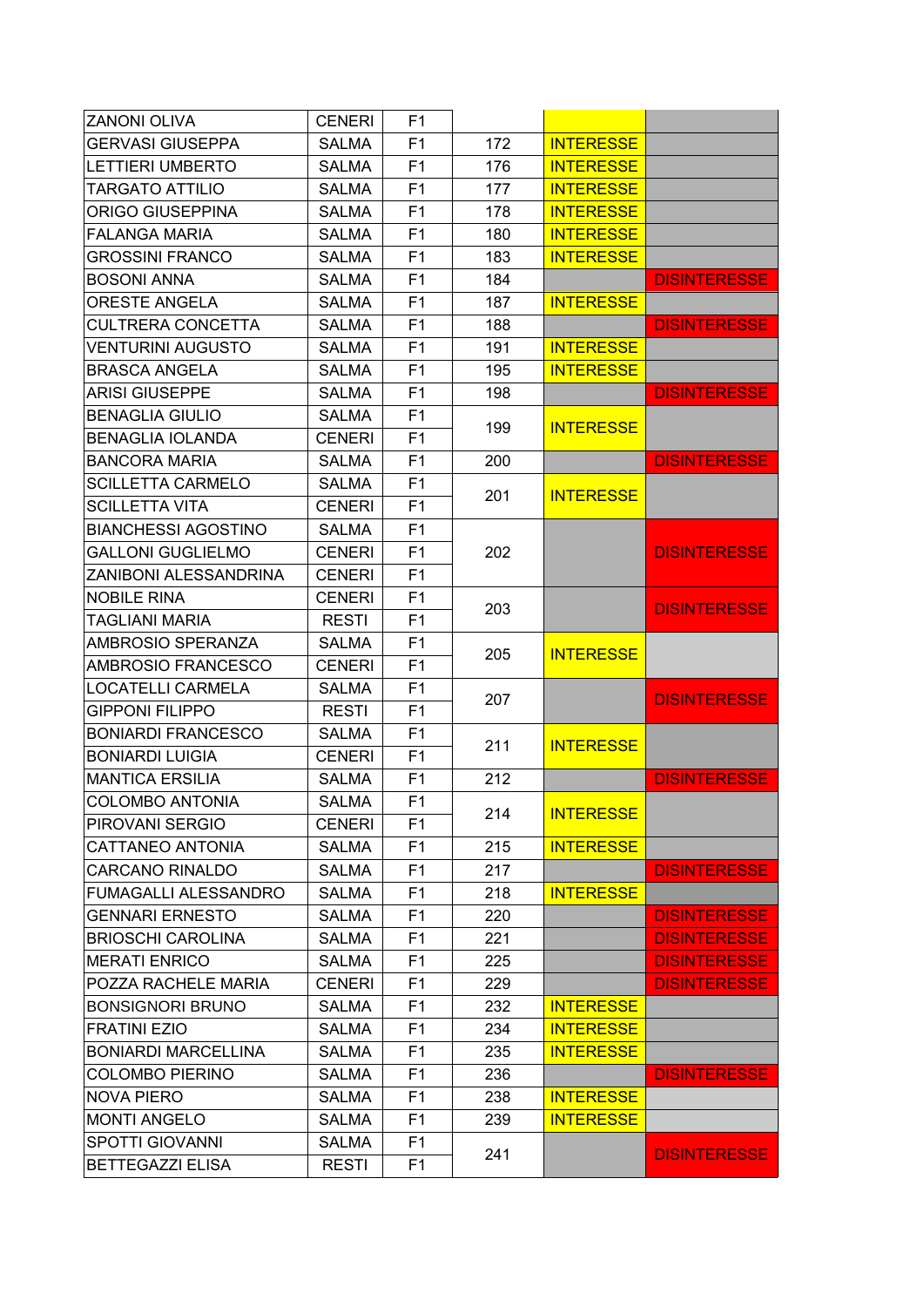| | | | | | |
|---|---|---|---|---|---|
| ZANONI OLIVA | CENERI | F1 | | | |
| GERVASI GIUSEPPA | SALMA | F1 | 172 | INTERESSE | |
| LETTIERI UMBERTO | SALMA | F1 | 176 | INTERESSE | |
| TARGATO ATTILIO | SALMA | F1 | 177 | INTERESSE | |
| ORIGO GIUSEPPINA | SALMA | F1 | 178 | INTERESSE | |
| FALANGA MARIA | SALMA | F1 | 180 | INTERESSE | |
| GROSSINI FRANCO | SALMA | F1 | 183 | INTERESSE | |
| BOSONI ANNA | SALMA | F1 | 184 | | DISINTERESSE |
| ORESTE ANGELA | SALMA | F1 | 187 | INTERESSE | |
| CULTRERA CONCETTA | SALMA | F1 | 188 | | DISINTERESSE |
| VENTURINI AUGUSTO | SALMA | F1 | 191 | INTERESSE | |
| BRASCA ANGELA | SALMA | F1 | 195 | INTERESSE | |
| ARISI GIUSEPPE | SALMA | F1 | 198 | | DISINTERESSE |
| BENAGLIA GIULIO | SALMA | F1 | 199 | INTERESSE | |
| BENAGLIA IOLANDA | CENERI | F1 | | | |
| BANCORA MARIA | SALMA | F1 | 200 | | DISINTERESSE |
| SCILLETTA CARMELO | SALMA | F1 | 201 | INTERESSE | |
| SCILLETTA VITA | CENERI | F1 | | | |
| BIANCHESSI AGOSTINO | SALMA | F1 | 202 | | DISINTERESSE |
| GALLONI GUGLIELMO | CENERI | F1 | | | |
| ZANIBONI ALESSANDRINA | CENERI | F1 | | | |
| NOBILE RINA | CENERI | F1 | 203 | | DISINTERESSE |
| TAGLIANI MARIA | RESTI | F1 | | | |
| AMBROSIO SPERANZA | SALMA | F1 | 205 | INTERESSE | |
| AMBROSIO FRANCESCO | CENERI | F1 | | | |
| LOCATELLI CARMELA | SALMA | F1 | 207 | | DISINTERESSE |
| GIPPONI FILIPPO | RESTI | F1 | | | |
| BONIARDI FRANCESCO | SALMA | F1 | 211 | INTERESSE | |
| BONIARDI LUIGIA | CENERI | F1 | | | |
| MANTICA ERSILIA | SALMA | F1 | 212 | | DISINTERESSE |
| COLOMBO ANTONIA | SALMA | F1 | 214 | INTERESSE | |
| PIROVANI SERGIO | CENERI | F1 | | | |
| CATTANEO ANTONIA | SALMA | F1 | 215 | INTERESSE | |
| CARCANO RINALDO | SALMA | F1 | 217 | | DISINTERESSE |
| FUMAGALLI ALESSANDRO | SALMA | F1 | 218 | INTERESSE | |
| GENNARI ERNESTO | SALMA | F1 | 220 | | DISINTERESSE |
| BRIOSCHI CAROLINA | SALMA | F1 | 221 | | DISINTERESSE |
| MERATI ENRICO | SALMA | F1 | 225 | | DISINTERESSE |
| POZZA RACHELE MARIA | CENERI | F1 | 229 | | DISINTERESSE |
| BONSIGNORI BRUNO | SALMA | F1 | 232 | INTERESSE | |
| FRATINI EZIO | SALMA | F1 | 234 | INTERESSE | |
| BONIARDI MARCELLINA | SALMA | F1 | 235 | INTERESSE | |
| COLOMBO PIERINO | SALMA | F1 | 236 | | DISINTERESSE |
| NOVA PIERO | SALMA | F1 | 238 | INTERESSE | |
| MONTI ANGELO | SALMA | F1 | 239 | INTERESSE | |
| SPOTTI GIOVANNI | SALMA | F1 | 241 | | DISINTERESSE |
| BETTEGAZZI ELISA | RESTI | F1 | | | |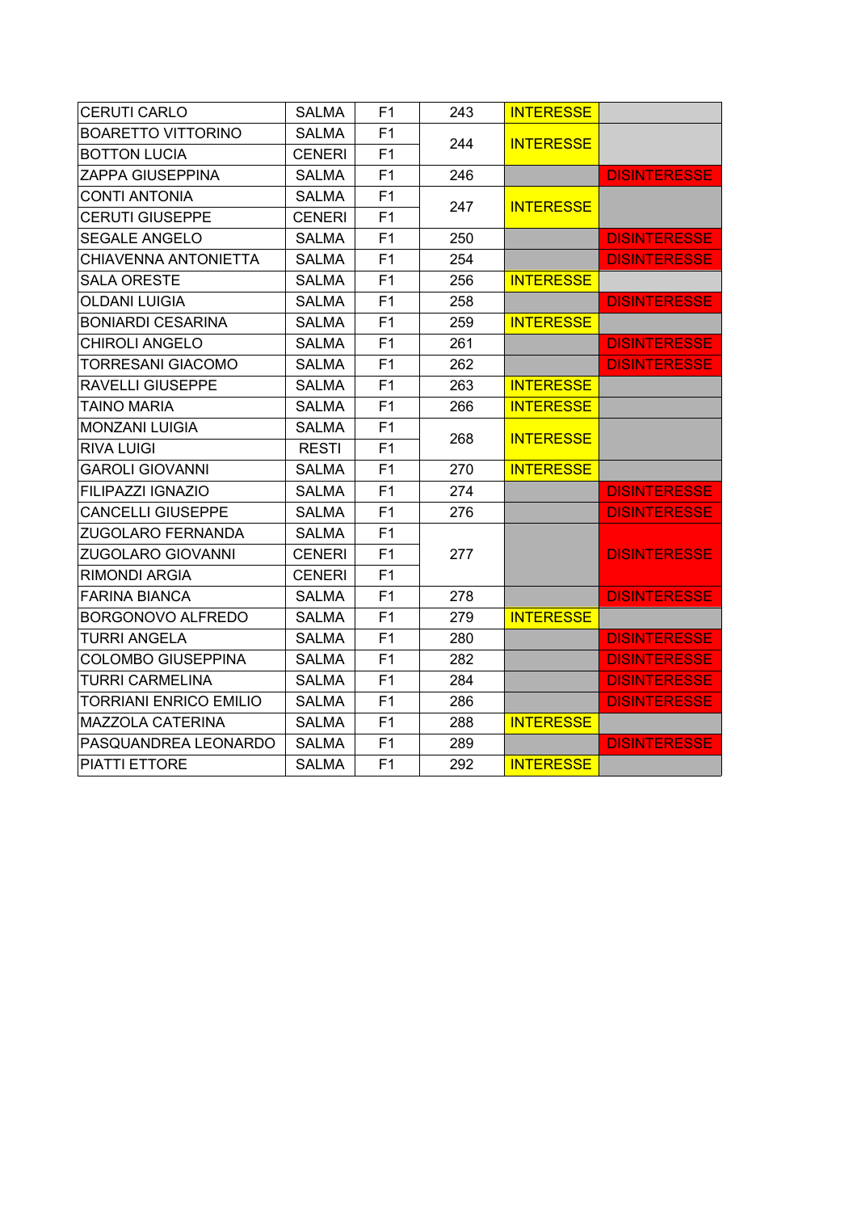| | | | | | |
|---|---|---|---|---|---|
| CERUTI CARLO | SALMA | F1 | 243 | INTERESSE | |
| BOARETTO VITTORINO | SALMA | F1 | 244 | INTERESSE | |
| BOTTON LUCIA | CENERI | F1 | | | |
| ZAPPA GIUSEPPINA | SALMA | F1 | 246 | | DISINTERESSE |
| CONTI ANTONIA | SALMA | F1 | 247 | INTERESSE | |
| CERUTI GIUSEPPE | CENERI | F1 | | | |
| SEGALE ANGELO | SALMA | F1 | 250 | | DISINTERESSE |
| CHIAVENNA ANTONIETTA | SALMA | F1 | 254 | | DISINTERESSE |
| SALA ORESTE | SALMA | F1 | 256 | INTERESSE | |
| OLDANI LUIGIA | SALMA | F1 | 258 | | DISINTERESSE |
| BONIARDI CESARINA | SALMA | F1 | 259 | INTERESSE | |
| CHIROLI ANGELO | SALMA | F1 | 261 | | DISINTERESSE |
| TORRESANI GIACOMO | SALMA | F1 | 262 | | DISINTERESSE |
| RAVELLI GIUSEPPE | SALMA | F1 | 263 | INTERESSE | |
| TAINO MARIA | SALMA | F1 | 266 | INTERESSE | |
| MONZANI LUIGIA | SALMA | F1 | 268 | INTERESSE | |
| RIVA LUIGI | RESTI | F1 | | | |
| GAROLI GIOVANNI | SALMA | F1 | 270 | INTERESSE | |
| FILIPAZZI IGNAZIO | SALMA | F1 | 274 | | DISINTERESSE |
| CANCELLI GIUSEPPE | SALMA | F1 | 276 | | DISINTERESSE |
| ZUGOLARO FERNANDA | SALMA | F1 | 277 | | DISINTERESSE |
| ZUGOLARO GIOVANNI | CENERI | F1 | | | |
| RIMONDI ARGIA | CENERI | F1 | | | |
| FARINA BIANCA | SALMA | F1 | 278 | | DISINTERESSE |
| BORGONOVO ALFREDO | SALMA | F1 | 279 | INTERESSE | |
| TURRI ANGELA | SALMA | F1 | 280 | | DISINTERESSE |
| COLOMBO GIUSEPPINA | SALMA | F1 | 282 | | DISINTERESSE |
| TURRI CARMELINA | SALMA | F1 | 284 | | DISINTERESSE |
| TORRIANI ENRICO EMILIO | SALMA | F1 | 286 | | DISINTERESSE |
| MAZZOLA CATERINA | SALMA | F1 | 288 | INTERESSE | |
| PASQUANDREA LEONARDO | SALMA | F1 | 289 | | DISINTERESSE |
| PIATTI ETTORE | SALMA | F1 | 292 | INTERESSE | |